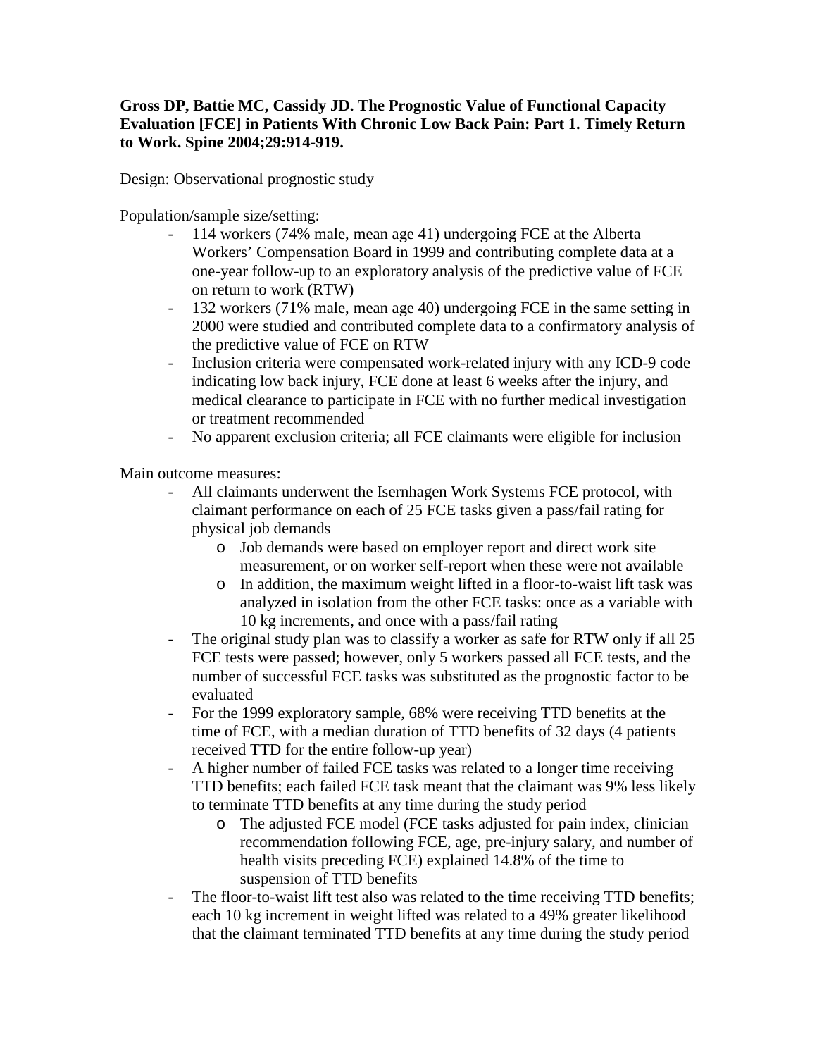**Gross DP, Battie MC, Cassidy JD. The Prognostic Value of Functional Capacity Evaluation [FCE] in Patients With Chronic Low Back Pain: Part 1. Timely Return to Work. Spine 2004;29:914-919.**

Design: Observational prognostic study

Population/sample size/setting:

- 114 workers (74% male, mean age 41) undergoing FCE at the Alberta Workers' Compensation Board in 1999 and contributing complete data at a one-year follow-up to an exploratory analysis of the predictive value of FCE on return to work (RTW)
- 132 workers (71% male, mean age 40) undergoing FCE in the same setting in 2000 were studied and contributed complete data to a confirmatory analysis of the predictive value of FCE on RTW
- Inclusion criteria were compensated work-related injury with any ICD-9 code indicating low back injury, FCE done at least 6 weeks after the injury, and medical clearance to participate in FCE with no further medical investigation or treatment recommended
- No apparent exclusion criteria; all FCE claimants were eligible for inclusion

Main outcome measures:

- All claimants underwent the Isernhagen Work Systems FCE protocol, with claimant performance on each of 25 FCE tasks given a pass/fail rating for physical job demands
  - Job demands were based on employer report and direct work site measurement, or on worker self-report when these were not available
  - In addition, the maximum weight lifted in a floor-to-waist lift task was analyzed in isolation from the other FCE tasks: once as a variable with 10 kg increments, and once with a pass/fail rating
- The original study plan was to classify a worker as safe for RTW only if all 25 FCE tests were passed; however, only 5 workers passed all FCE tests, and the number of successful FCE tasks was substituted as the prognostic factor to be evaluated
- For the 1999 exploratory sample, 68% were receiving TTD benefits at the time of FCE, with a median duration of TTD benefits of 32 days (4 patients received TTD for the entire follow-up year)
- A higher number of failed FCE tasks was related to a longer time receiving TTD benefits; each failed FCE task meant that the claimant was 9% less likely to terminate TTD benefits at any time during the study period
  - The adjusted FCE model (FCE tasks adjusted for pain index, clinician recommendation following FCE, age, pre-injury salary, and number of health visits preceding FCE) explained 14.8% of the time to suspension of TTD benefits
- The floor-to-waist lift test also was related to the time receiving TTD benefits; each 10 kg increment in weight lifted was related to a 49% greater likelihood that the claimant terminated TTD benefits at any time during the study period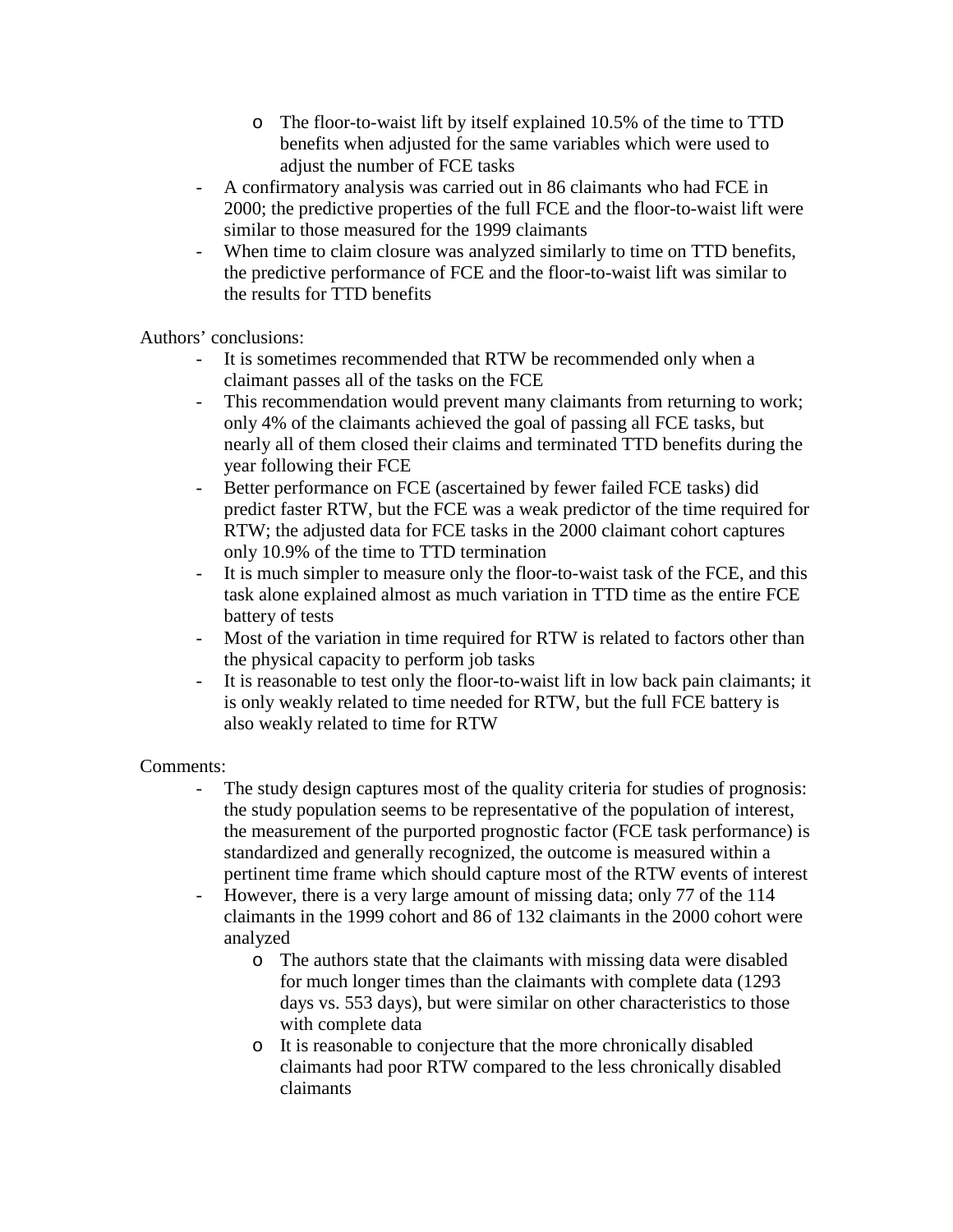- The floor-to-waist lift by itself explained 10.5% of the time to TTD benefits when adjusted for the same variables which were used to adjust the number of FCE tasks
- A confirmatory analysis was carried out in 86 claimants who had FCE in 2000; the predictive properties of the full FCE and the floor-to-waist lift were similar to those measured for the 1999 claimants
- When time to claim closure was analyzed similarly to time on TTD benefits, the predictive performance of FCE and the floor-to-waist lift was similar to the results for TTD benefits

Authors' conclusions:

- It is sometimes recommended that RTW be recommended only when a claimant passes all of the tasks on the FCE
- This recommendation would prevent many claimants from returning to work; only 4% of the claimants achieved the goal of passing all FCE tasks, but nearly all of them closed their claims and terminated TTD benefits during the year following their FCE
- Better performance on FCE (ascertained by fewer failed FCE tasks) did predict faster RTW, but the FCE was a weak predictor of the time required for RTW; the adjusted data for FCE tasks in the 2000 claimant cohort captures only 10.9% of the time to TTD termination
- It is much simpler to measure only the floor-to-waist task of the FCE, and this task alone explained almost as much variation in TTD time as the entire FCE battery of tests
- Most of the variation in time required for RTW is related to factors other than the physical capacity to perform job tasks
- It is reasonable to test only the floor-to-waist lift in low back pain claimants; it is only weakly related to time needed for RTW, but the full FCE battery is also weakly related to time for RTW

Comments:

- The study design captures most of the quality criteria for studies of prognosis: the study population seems to be representative of the population of interest, the measurement of the purported prognostic factor (FCE task performance) is standardized and generally recognized, the outcome is measured within a pertinent time frame which should capture most of the RTW events of interest
- However, there is a very large amount of missing data; only 77 of the 114 claimants in the 1999 cohort and 86 of 132 claimants in the 2000 cohort were analyzed
    - The authors state that the claimants with missing data were disabled for much longer times than the claimants with complete data (1293 days vs. 553 days), but were similar on other characteristics to those with complete data
    - It is reasonable to conjecture that the more chronically disabled claimants had poor RTW compared to the less chronically disabled claimants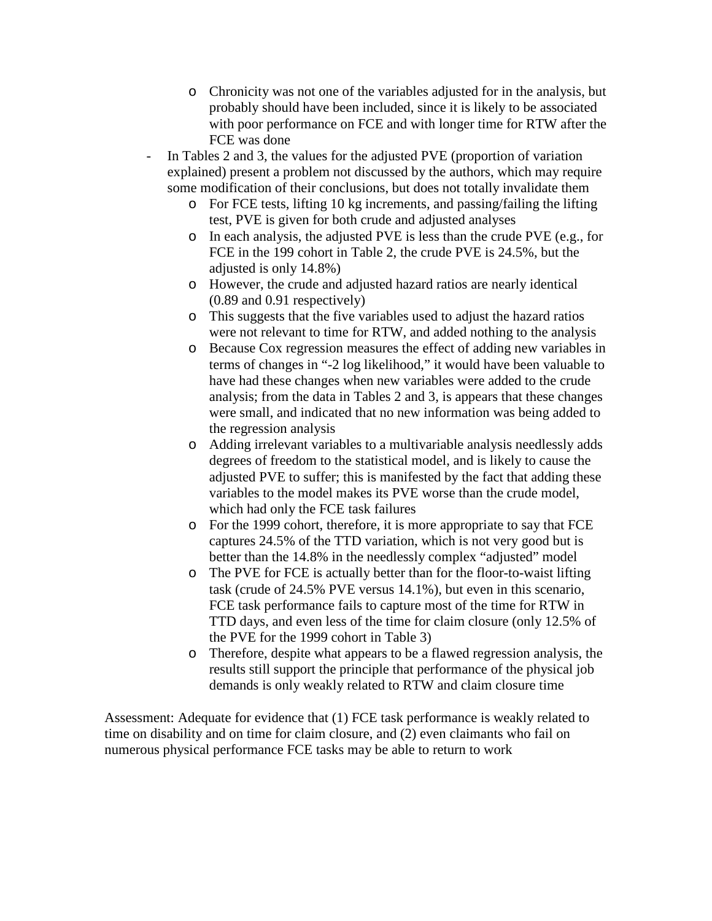- Chronicity was not one of the variables adjusted for in the analysis, but probably should have been included, since it is likely to be associated with poor performance on FCE and with longer time for RTW after the FCE was done
- In Tables 2 and 3, the values for the adjusted PVE (proportion of variation explained) present a problem not discussed by the authors, which may require some modification of their conclusions, but does not totally invalidate them
    - For FCE tests, lifting 10 kg increments, and passing/failing the lifting test, PVE is given for both crude and adjusted analyses
    - In each analysis, the adjusted PVE is less than the crude PVE (e.g., for FCE in the 199 cohort in Table 2, the crude PVE is 24.5%, but the adjusted is only 14.8%)
    - However, the crude and adjusted hazard ratios are nearly identical (0.89 and 0.91 respectively)
    - This suggests that the five variables used to adjust the hazard ratios were not relevant to time for RTW, and added nothing to the analysis
    - Because Cox regression measures the effect of adding new variables in terms of changes in "-2 log likelihood," it would have been valuable to have had these changes when new variables were added to the crude analysis; from the data in Tables 2 and 3, is appears that these changes were small, and indicated that no new information was being added to the regression analysis
    - Adding irrelevant variables to a multivariable analysis needlessly adds degrees of freedom to the statistical model, and is likely to cause the adjusted PVE to suffer; this is manifested by the fact that adding these variables to the model makes its PVE worse than the crude model, which had only the FCE task failures
    - For the 1999 cohort, therefore, it is more appropriate to say that FCE captures 24.5% of the TTD variation, which is not very good but is better than the 14.8% in the needlessly complex "adjusted" model
    - The PVE for FCE is actually better than for the floor-to-waist lifting task (crude of 24.5% PVE versus 14.1%), but even in this scenario, FCE task performance fails to capture most of the time for RTW in TTD days, and even less of the time for claim closure (only 12.5% of the PVE for the 1999 cohort in Table 3)
    - Therefore, despite what appears to be a flawed regression analysis, the results still support the principle that performance of the physical job demands is only weakly related to RTW and claim closure time

Assessment: Adequate for evidence that (1) FCE task performance is weakly related to time on disability and on time for claim closure, and (2) even claimants who fail on numerous physical performance FCE tasks may be able to return to work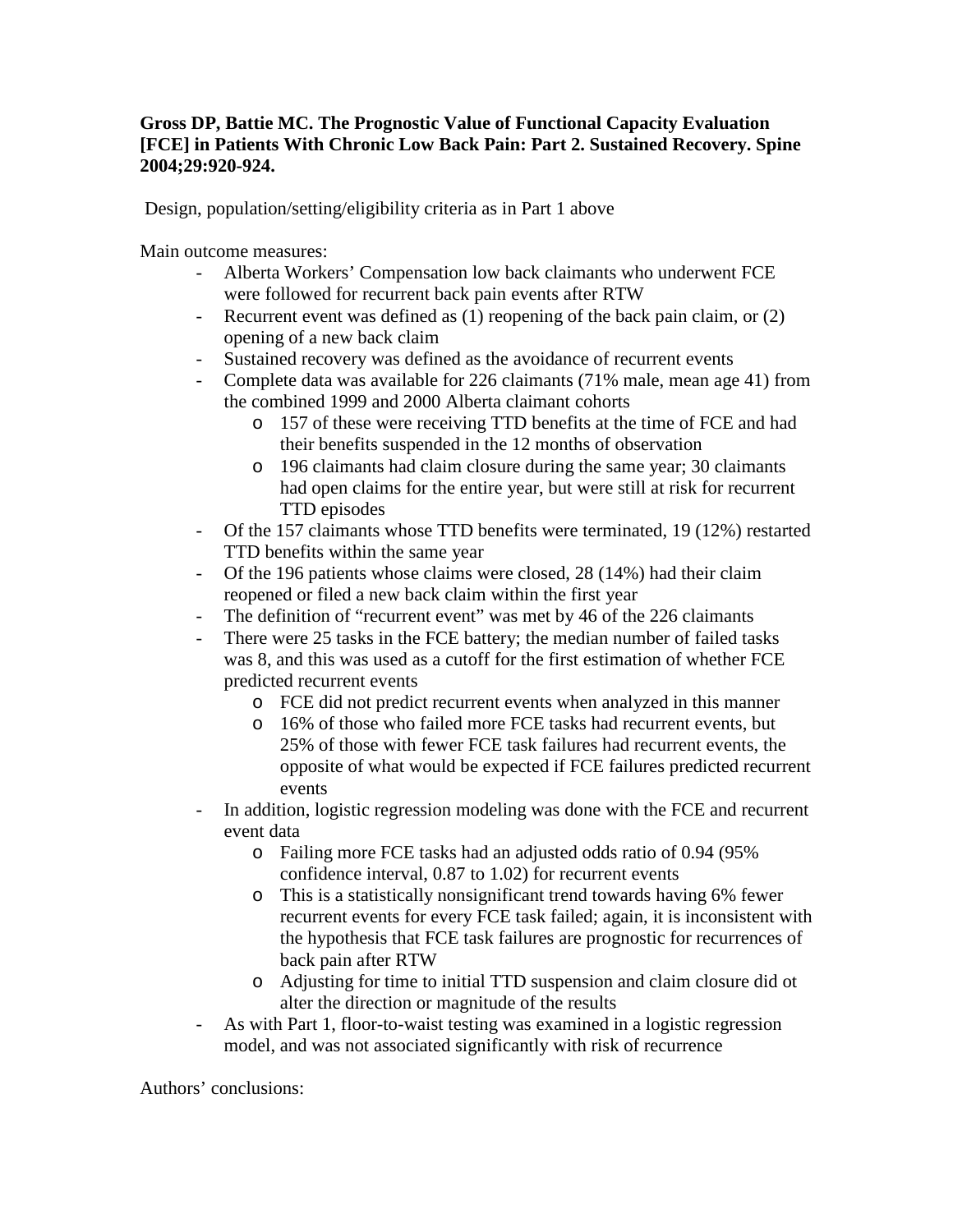**Gross DP, Battie MC. The Prognostic Value of Functional Capacity Evaluation [FCE] in Patients With Chronic Low Back Pain: Part 2. Sustained Recovery. Spine 2004;29:920-924.**

Design, population/setting/eligibility criteria as in Part 1 above

Main outcome measures:

- Alberta Workers' Compensation low back claimants who underwent FCE were followed for recurrent back pain events after RTW
- Recurrent event was defined as (1) reopening of the back pain claim, or (2) opening of a new back claim
- Sustained recovery was defined as the avoidance of recurrent events
- Complete data was available for 226 claimants (71% male, mean age 41) from the combined 1999 and 2000 Alberta claimant cohorts
    - 157 of these were receiving TTD benefits at the time of FCE and had their benefits suspended in the 12 months of observation
    - 196 claimants had claim closure during the same year; 30 claimants had open claims for the entire year, but were still at risk for recurrent TTD episodes
- Of the 157 claimants whose TTD benefits were terminated, 19 (12%) restarted TTD benefits within the same year
- Of the 196 patients whose claims were closed, 28 (14%) had their claim reopened or filed a new back claim within the first year
- The definition of "recurrent event" was met by 46 of the 226 claimants
- There were 25 tasks in the FCE battery; the median number of failed tasks was 8, and this was used as a cutoff for the first estimation of whether FCE predicted recurrent events
    - FCE did not predict recurrent events when analyzed in this manner
    - 16% of those who failed more FCE tasks had recurrent events, but 25% of those with fewer FCE task failures had recurrent events, the opposite of what would be expected if FCE failures predicted recurrent events
- In addition, logistic regression modeling was done with the FCE and recurrent event data
    - Failing more FCE tasks had an adjusted odds ratio of 0.94 (95% confidence interval, 0.87 to 1.02) for recurrent events
    - This is a statistically nonsignificant trend towards having 6% fewer recurrent events for every FCE task failed; again, it is inconsistent with the hypothesis that FCE task failures are prognostic for recurrences of back pain after RTW
    - Adjusting for time to initial TTD suspension and claim closure did ot alter the direction or magnitude of the results
- As with Part 1, floor-to-waist testing was examined in a logistic regression model, and was not associated significantly with risk of recurrence

Authors' conclusions: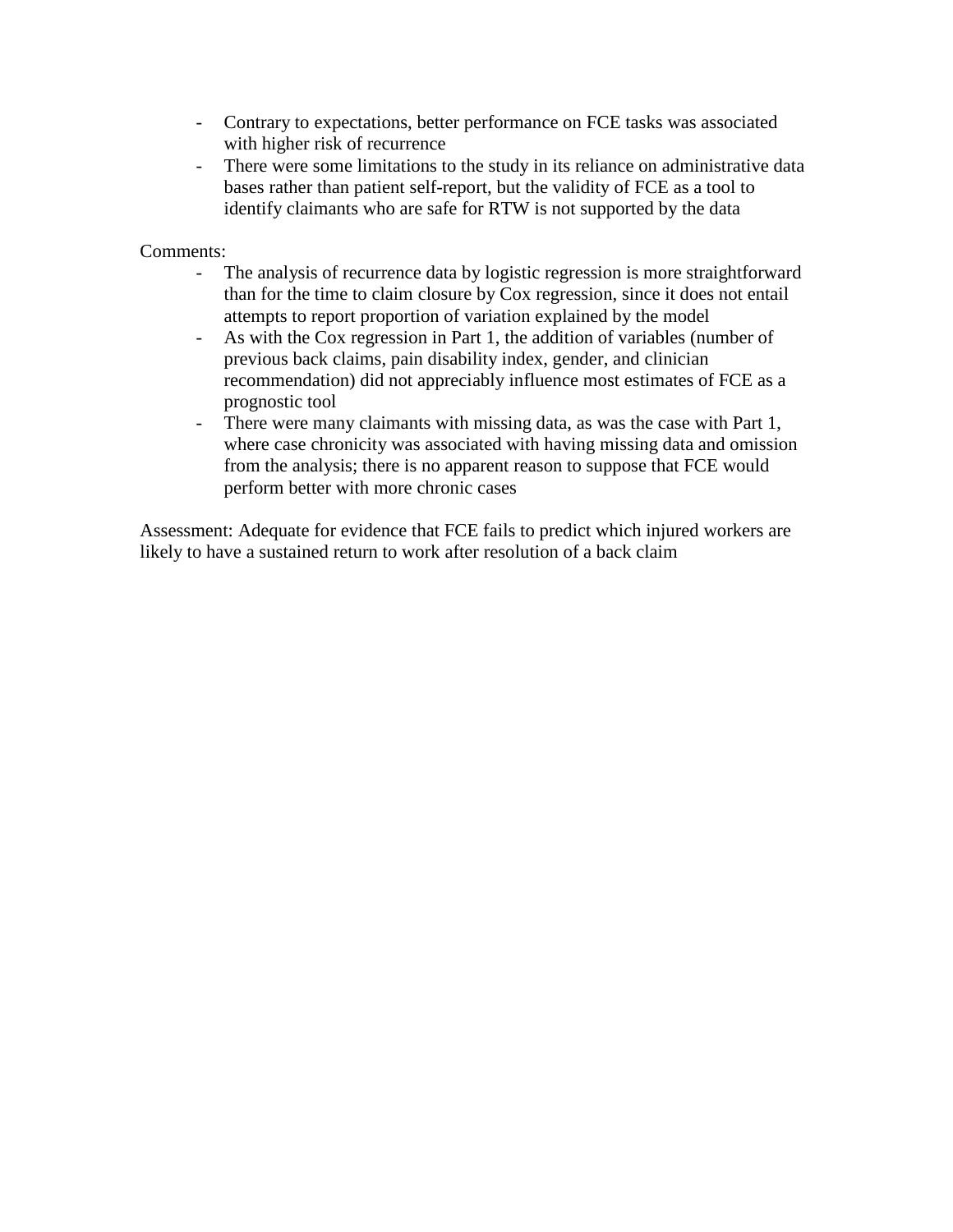- Contrary to expectations, better performance on FCE tasks was associated with higher risk of recurrence
- There were some limitations to the study in its reliance on administrative data bases rather than patient self-report, but the validity of FCE as a tool to identify claimants who are safe for RTW is not supported by the data

Comments:

- The analysis of recurrence data by logistic regression is more straightforward than for the time to claim closure by Cox regression, since it does not entail attempts to report proportion of variation explained by the model
- As with the Cox regression in Part 1, the addition of variables (number of previous back claims, pain disability index, gender, and clinician recommendation) did not appreciably influence most estimates of FCE as a prognostic tool
- There were many claimants with missing data, as was the case with Part 1, where case chronicity was associated with having missing data and omission from the analysis; there is no apparent reason to suppose that FCE would perform better with more chronic cases

Assessment: Adequate for evidence that FCE fails to predict which injured workers are likely to have a sustained return to work after resolution of a back claim